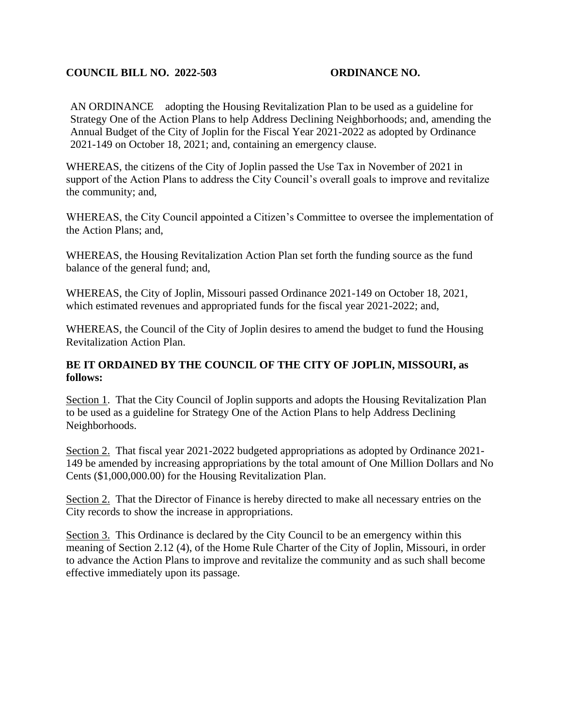**COUNCIL BILL NO. 2022-503 ORDINANCE NO.**

AN ORDINANCE adopting the Housing Revitalization Plan to be used as a guideline for Strategy One of the Action Plans to help Address Declining Neighborhoods; and, amending the Annual Budget of the City of Joplin for the Fiscal Year 2021-2022 as adopted by Ordinance 2021-149 on October 18, 2021; and, containing an emergency clause.

WHEREAS, the citizens of the City of Joplin passed the Use Tax in November of 2021 in support of the Action Plans to address the City Council's overall goals to improve and revitalize the community; and,

WHEREAS, the City Council appointed a Citizen's Committee to oversee the implementation of the Action Plans; and,

WHEREAS, the Housing Revitalization Action Plan set forth the funding source as the fund balance of the general fund; and,

WHEREAS, the City of Joplin, Missouri passed Ordinance 2021-149 on October 18, 2021, which estimated revenues and appropriated funds for the fiscal year 2021-2022; and,

WHEREAS, the Council of the City of Joplin desires to amend the budget to fund the Housing Revitalization Action Plan.

**BE IT ORDAINED BY THE COUNCIL OF THE CITY OF JOPLIN, MISSOURI, as follows:**

Section 1. That the City Council of Joplin supports and adopts the Housing Revitalization Plan to be used as a guideline for Strategy One of the Action Plans to help Address Declining Neighborhoods.

Section 2. That fiscal year 2021-2022 budgeted appropriations as adopted by Ordinance 2021-149 be amended by increasing appropriations by the total amount of One Million Dollars and No Cents ($1,000,000.00) for the Housing Revitalization Plan.

Section 2. That the Director of Finance is hereby directed to make all necessary entries on the City records to show the increase in appropriations.

Section 3. This Ordinance is declared by the City Council to be an emergency within this meaning of Section 2.12 (4), of the Home Rule Charter of the City of Joplin, Missouri, in order to advance the Action Plans to improve and revitalize the community and as such shall become effective immediately upon its passage.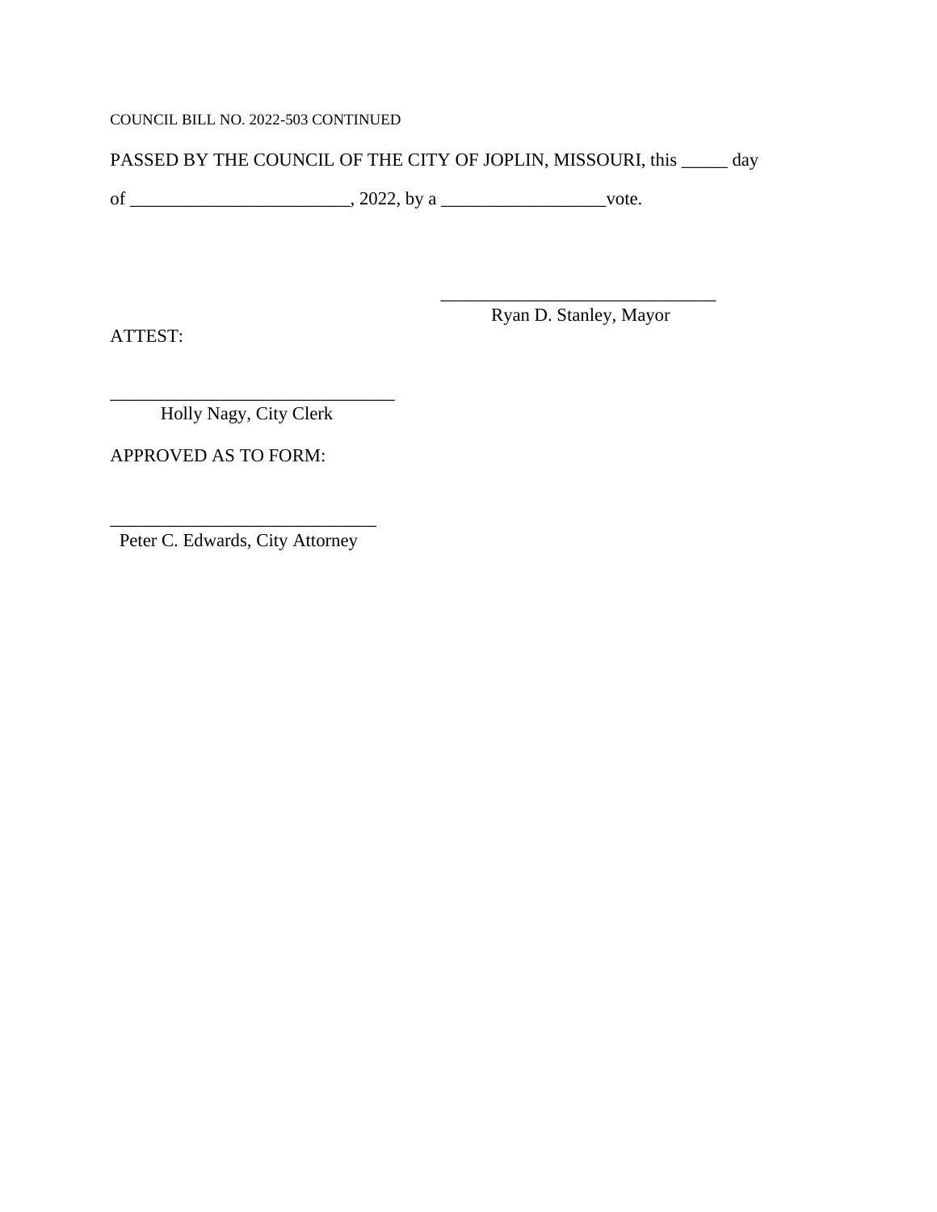COUNCIL BILL NO. 2022-503 CONTINUED

PASSED BY THE COUNCIL OF THE CITY OF JOPLIN, MISSOURI, this _____ day of ________________________, 2022, by a _________________vote.

______________________________
Ryan D. Stanley, Mayor

ATTEST:

________________________________
Holly Nagy, City Clerk

APPROVED AS TO FORM:

______________________________
Peter C. Edwards, City Attorney